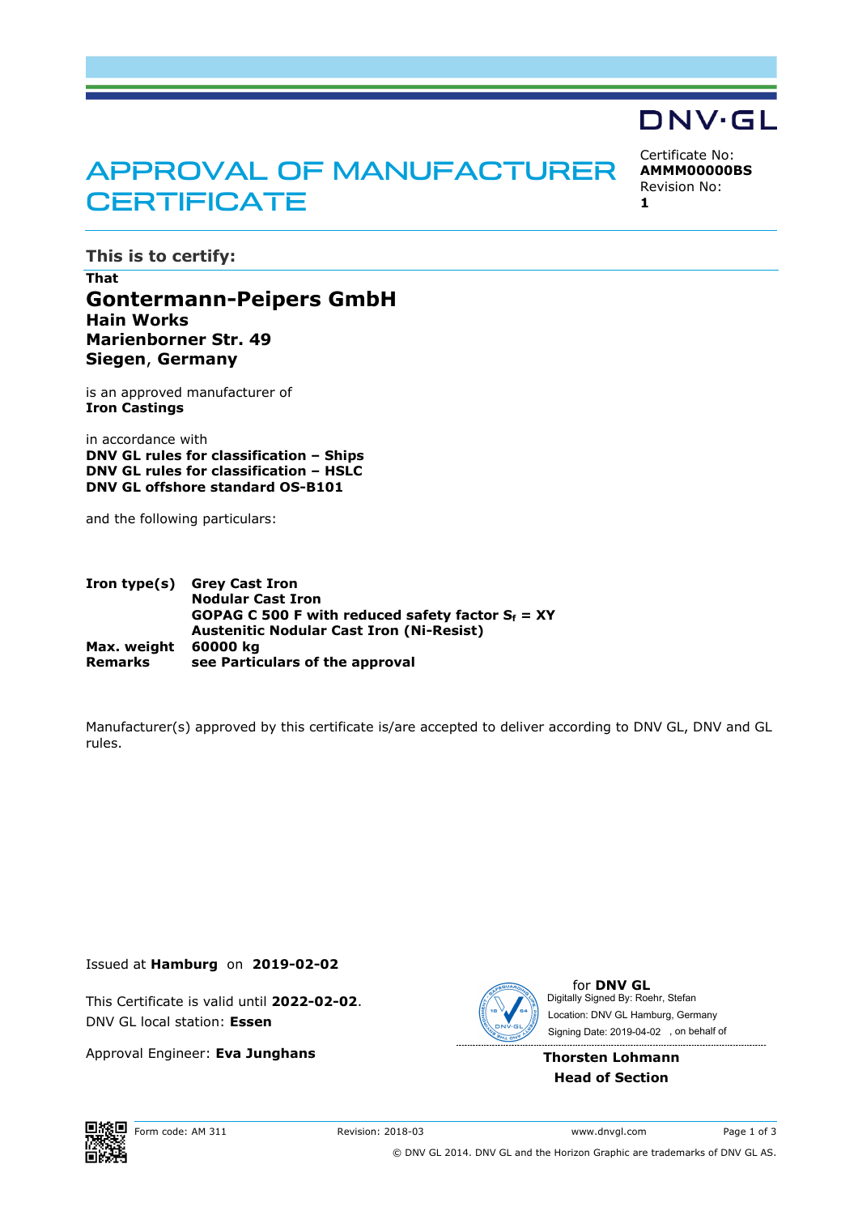DNV·GL

# APPROVAL OF MANUFACTURER CERTIFICATE

Certificate No:
**AMMM00000BS**
Revision No:
**1**

## This is to certify:

**That**

## Gontermann-Peipers GmbH

**Hain Works**
**Marienborner Str. 49**
**Siegen, Germany**

is an approved manufacturer of
**Iron Castings**

in accordance with
**DNV GL rules for classification – Ships**
**DNV GL rules for classification – HSLC**
**DNV GL offshore standard OS-B101**

and the following particulars:

| | |
|---|---|
| **Iron type(s)** | **Grey Cast Iron** |
| | **Nodular Cast Iron** |
| | **GOPAG C 500 F with reduced safety factor $S_f$ = XY** |
| | **Austenitic Nodular Cast Iron (Ni-Resist)** |
| **Max. weight** | **60000 kg** |
| **Remarks** | **see Particulars of the approval** |

Manufacturer(s) approved by this certificate is/are accepted to deliver according to DNV GL, DNV and GL rules.

Issued at **Hamburg** on **2019-02-02**

This Certificate is valid until **2022-02-02**.
DNV GL local station: **Essen**

Approval Engineer: **Eva Junghans**

for **DNV GL**
Digitally Signed By: Roehr, Stefan
Location: DNV GL Hamburg, Germany
Signing Date: 2019-04-02 , on behalf of

**Thorsten Lohmann**
**Head of Section**

Form code: AM 311 Revision: 2018-03 www.dnvgl.com

© DNV GL 2014. DNV GL and the Horizon Graphic are trademarks of DNV GL AS.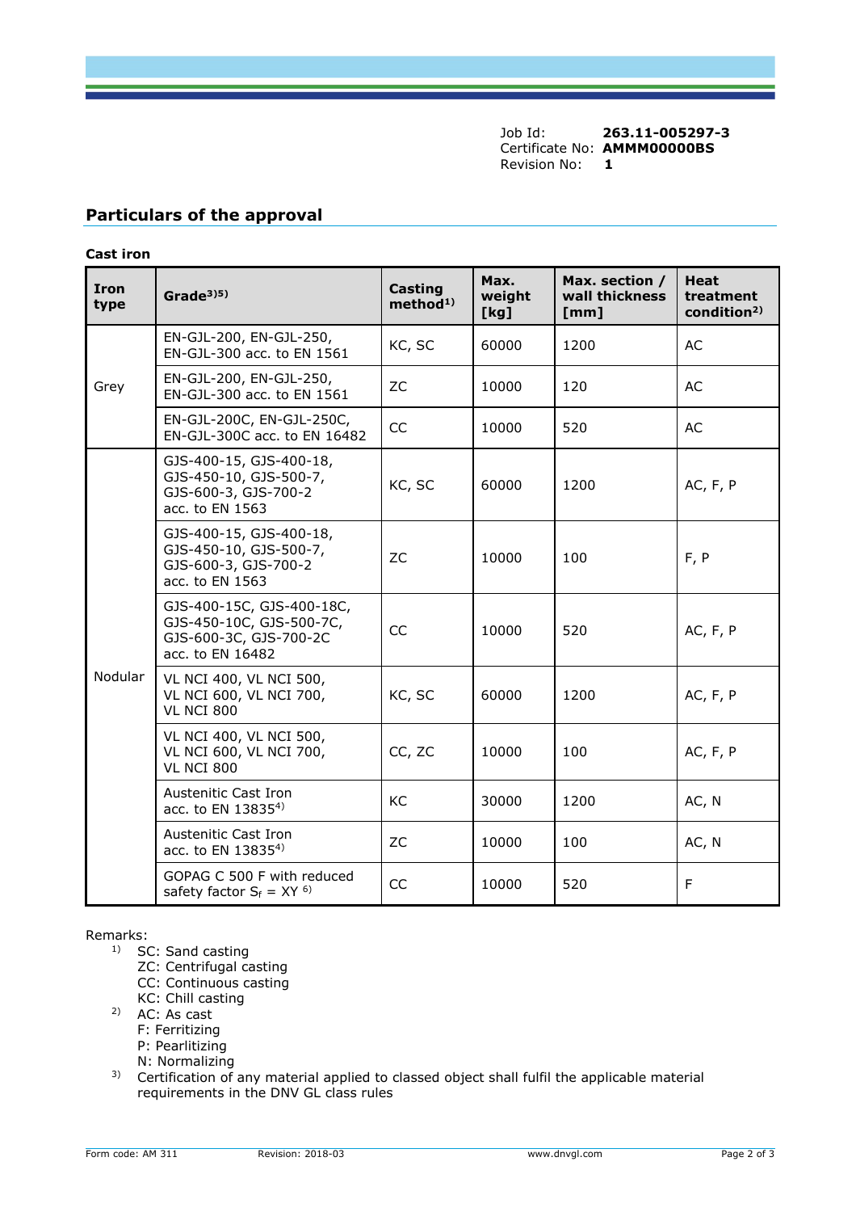Job Id: **263.11-005297-3**
Certificate No: **AMMM00000BS**
Revision No: **1**

## Particulars of the approval

**Cast iron**

| Iron type | Grade[3)5)] | Casting method[1)] | Max. weight [kg] | Max. section / wall thickness [mm] | Heat treatment condition[2)] |
|---|---|---|---|---|---|
| Grey | EN-GJL-200, EN-GJL-250, EN-GJL-300 acc. to EN 1561 | KC, SC | 60000 | 1200 | AC |
| | EN-GJL-200, EN-GJL-250, EN-GJL-300 acc. to EN 1561 | ZC | 10000 | 120 | AC |
| | EN-GJL-200C, EN-GJL-250C, EN-GJL-300C acc. to EN 16482 | CC | 10000 | 520 | AC |
| Nodular | GJS-400-15, GJS-400-18, GJS-450-10, GJS-500-7, GJS-600-3, GJS-700-2 acc. to EN 1563 | KC, SC | 60000 | 1200 | AC, F, P |
| | GJS-400-15, GJS-400-18, GJS-450-10, GJS-500-7, GJS-600-3, GJS-700-2 acc. to EN 1563 | ZC | 10000 | 100 | F, P |
| | GJS-400-15C, GJS-400-18C, GJS-450-10C, GJS-500-7C, GJS-600-3C, GJS-700-2C acc. to EN 16482 | CC | 10000 | 520 | AC, F, P |
| | VL NCI 400, VL NCI 500, VL NCI 600, VL NCI 700, VL NCI 800 | KC, SC | 60000 | 1200 | AC, F, P |
| | VL NCI 400, VL NCI 500, VL NCI 600, VL NCI 700, VL NCI 800 | CC, ZC | 10000 | 100 | AC, F, P |
| | Austenitic Cast Iron acc. to EN 13835[4)] | KC | 30000 | 1200 | AC, N |
| | Austenitic Cast Iron acc. to EN 13835[4)] | ZC | 10000 | 100 | AC, N |
| | GOPAG C 500 F with reduced safety factor $S_f$ = XY [6)] | CC | 10000 | 520 | F |

Remarks:

1) SC: Sand casting
   ZC: Centrifugal casting
   CC: Continuous casting
   KC: Chill casting
2) AC: As cast
   F: Ferritizing
   P: Pearlitizing
   N: Normalizing
3) Certification of any material applied to classed object shall fulfil the applicable material requirements in the DNV GL class rules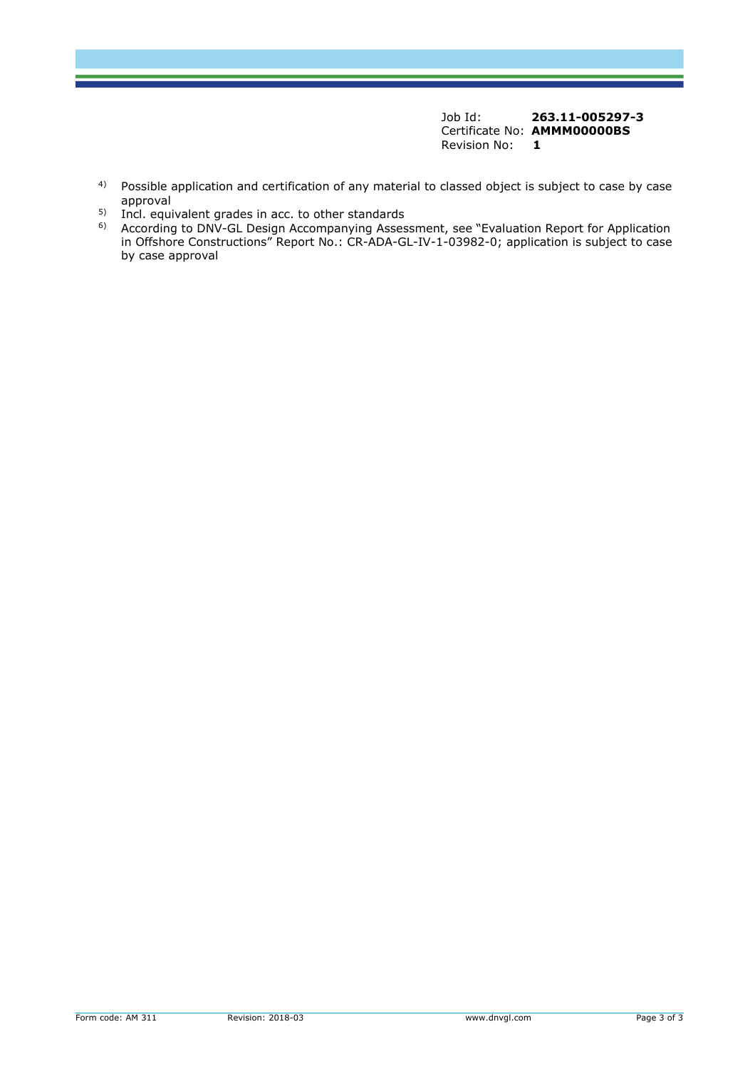Job Id: **263.11-005297-3**
Certificate No: **AMMM00000BS**
Revision No: **1**

[4] Possible application and certification of any material to classed object is subject to case by case approval

[5] Incl. equivalent grades in acc. to other standards

[6] According to DNV-GL Design Accompanying Assessment, see "Evaluation Report for Application in Offshore Constructions" Report No.: CR-ADA-GL-IV-1-03982-0; application is subject to case by case approval